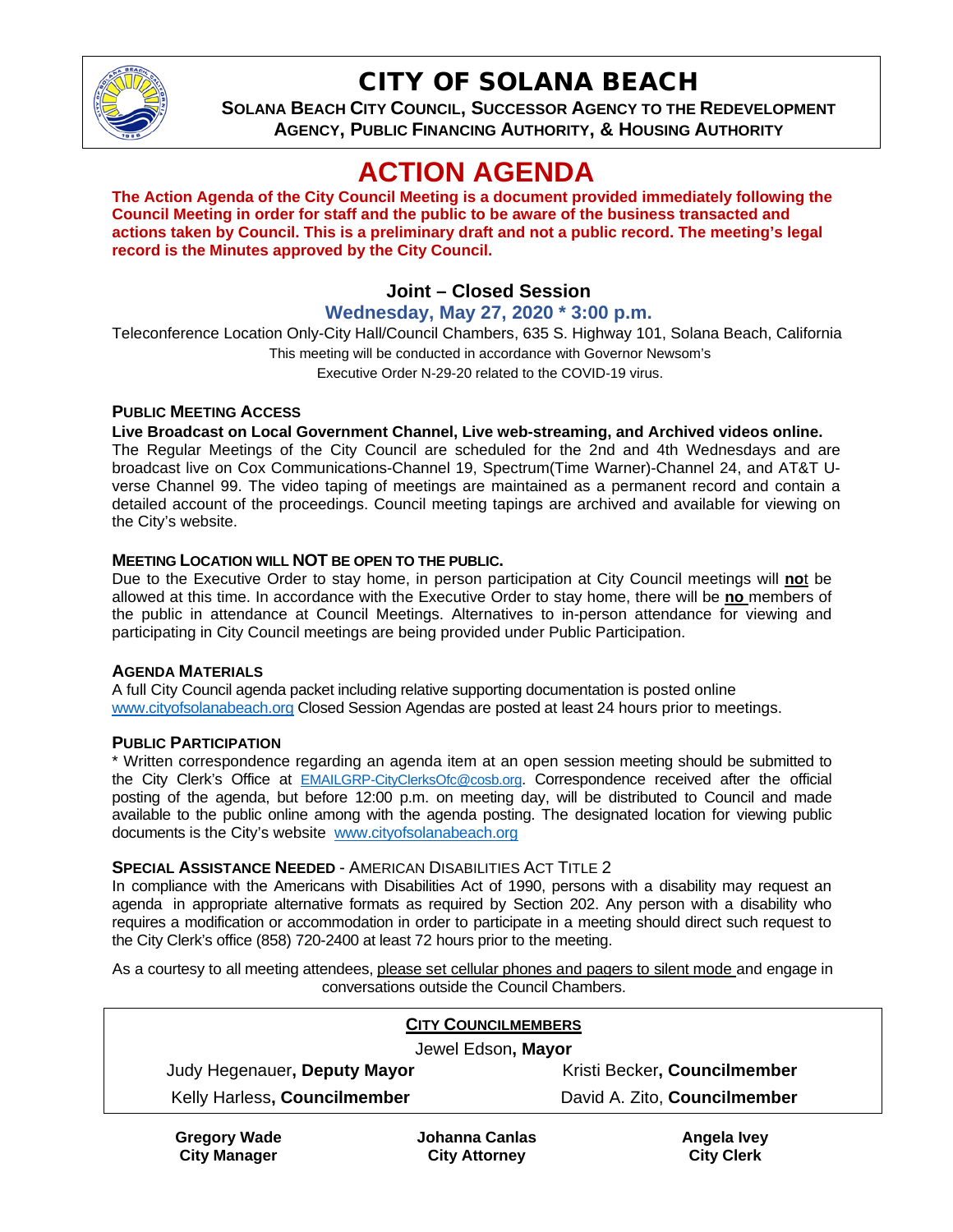# CITY OF SOLANA BEACH

**SOLANA BEACH CITY COUNCIL, SUCCESSOR AGENCY TO THE REDEVELOPMENT AGENCY, PUBLIC FINANCING AUTHORITY, & HOUSING AUTHORITY**

# ACTION AGENDA

**The Action Agenda of the City Council Meeting is a document provided immediately following the Council Meeting in order for staff and the public to be aware of the business transacted and actions taken by Council. This is a preliminary draft and not a public record. The meeting's legal record is the Minutes approved by the City Council.**

## Joint – Closed Session

### Wednesday, May 27, 2020 * 3:00 p.m.

Teleconference Location Only-City Hall/Council Chambers, 635 S. Highway 101, Solana Beach, California
This meeting will be conducted in accordance with Governor Newsom's
Executive Order N-29-20 related to the COVID-19 virus.

#### PUBLIC MEETING ACCESS

**Live Broadcast on Local Government Channel, Live web-streaming, and Archived videos online.**
The Regular Meetings of the City Council are scheduled for the 2nd and 4th Wednesdays and are broadcast live on Cox Communications-Channel 19, Spectrum(Time Warner)-Channel 24, and AT&T U-verse Channel 99. The video taping of meetings are maintained as a permanent record and contain a detailed account of the proceedings. Council meeting tapings are archived and available for viewing on the City's website.

#### MEETING LOCATION WILL NOT BE OPEN TO THE PUBLIC.

Due to the Executive Order to stay home, in person participation at City Council meetings will **no**t be allowed at this time. In accordance with the Executive Order to stay home, there will be **no** members of the public in attendance at Council Meetings. Alternatives to in-person attendance for viewing and participating in City Council meetings are being provided under Public Participation.

#### AGENDA MATERIALS

A full City Council agenda packet including relative supporting documentation is posted online www.cityofsolanabeach.org Closed Session Agendas are posted at least 24 hours prior to meetings.

#### PUBLIC PARTICIPATION

* Written correspondence regarding an agenda item at an open session meeting should be submitted to the City Clerk's Office at EMAILGRP-CityClerksOfc@cosb.org. Correspondence received after the official posting of the agenda, but before 12:00 p.m. on meeting day, will be distributed to Council and made available to the public online among with the agenda posting. The designated location for viewing public documents is the City's website www.cityofsolanabeach.org

#### SPECIAL ASSISTANCE NEEDED - AMERICAN DISABILITIES ACT TITLE 2

In compliance with the Americans with Disabilities Act of 1990, persons with a disability may request an agenda in appropriate alternative formats as required by Section 202. Any person with a disability who requires a modification or accommodation in order to participate in a meeting should direct such request to the City Clerk's office (858) 720-2400 at least 72 hours prior to the meeting.

As a courtesy to all meeting attendees, please set cellular phones and pagers to silent mode and engage in conversations outside the Council Chambers.

**CITY COUNCILMEMBERS**

Jewel Edson, **Mayor**

| | |
|---|---|
| Judy Hegenauer, **Deputy Mayor** | Kristi Becker, **Councilmember** |
| Kelly Harless, **Councilmember** | David A. Zito, **Councilmember** |

| | | |
|---|---|---|
| **Gregory Wade**<br>**City Manager** | **Johanna Canlas**<br>**City Attorney** | **Angela Ivey**<br>**City Clerk** |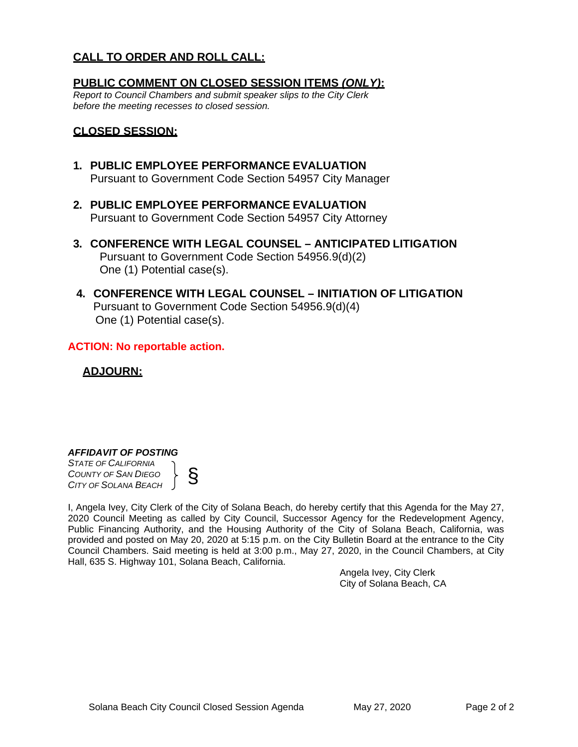## CALL TO ORDER AND ROLL CALL:

## PUBLIC COMMENT ON CLOSED SESSION ITEMS *(ONLY)*:

*Report to Council Chambers and submit speaker slips to the City Clerk before the meeting recesses to closed session.*

## CLOSED SESSION:

1. **PUBLIC EMPLOYEE PERFORMANCE EVALUATION**
   Pursuant to Government Code Section 54957 City Manager

2. **PUBLIC EMPLOYEE PERFORMANCE EVALUATION**
   Pursuant to Government Code Section 54957 City Attorney

3. **CONFERENCE WITH LEGAL COUNSEL – ANTICIPATED LITIGATION**
   Pursuant to Government Code Section 54956.9(d)(2)
   One (1) Potential case(s).

4. **CONFERENCE WITH LEGAL COUNSEL – INITIATION OF LITIGATION**
   Pursuant to Government Code Section 54956.9(d)(4)
   One (1) Potential case(s).

**ACTION: No reportable action.**

## ADJOURN:

***AFFIDAVIT OF POSTING***

*STATE OF CALIFORNIA*
*COUNTY OF SAN DIEGO* } §
*CITY OF SOLANA BEACH*

I, Angela Ivey, City Clerk of the City of Solana Beach, do hereby certify that this Agenda for the May 27, 2020 Council Meeting as called by City Council, Successor Agency for the Redevelopment Agency, Public Financing Authority, and the Housing Authority of the City of Solana Beach, California, was provided and posted on May 20, 2020 at 5:15 p.m. on the City Bulletin Board at the entrance to the City Council Chambers. Said meeting is held at 3:00 p.m., May 27, 2020, in the Council Chambers, at City Hall, 635 S. Highway 101, Solana Beach, California.

Angela Ivey, City Clerk
City of Solana Beach, CA